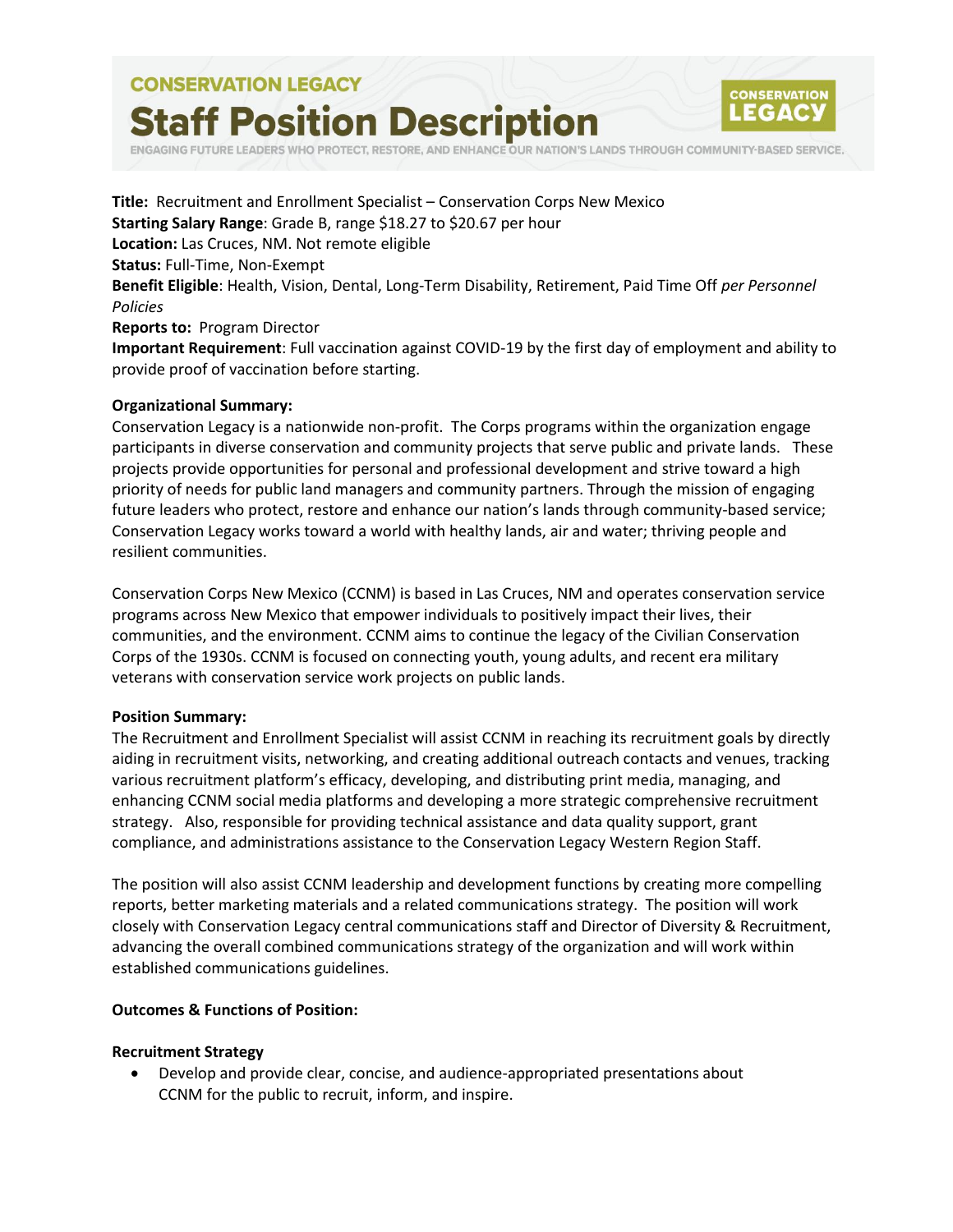CONSERVATION LEGACY

# Staff Position Description

ENGAGING FUTURE LEADERS WHO PROTECT, RESTORE, AND ENHANCE OUR NATION'S LANDS THROUGH COMMUNITY-BASED SERVICE.

**Title:** Recruitment and Enrollment Specialist – Conservation Corps New Mexico
**Starting Salary Range**: Grade B, range $18.27 to $20.67 per hour
**Location:** Las Cruces, NM. Not remote eligible
**Status:** Full-Time, Non-Exempt
**Benefit Eligible**: Health, Vision, Dental, Long-Term Disability, Retirement, Paid Time Off *per Personnel Policies*
**Reports to:** Program Director
**Important Requirement**: Full vaccination against COVID-19 by the first day of employment and ability to provide proof of vaccination before starting.

**Organizational Summary:**

Conservation Legacy is a nationwide non-profit. The Corps programs within the organization engage participants in diverse conservation and community projects that serve public and private lands. These projects provide opportunities for personal and professional development and strive toward a high priority of needs for public land managers and community partners. Through the mission of engaging future leaders who protect, restore and enhance our nation's lands through community-based service; Conservation Legacy works toward a world with healthy lands, air and water; thriving people and resilient communities.

Conservation Corps New Mexico (CCNM) is based in Las Cruces, NM and operates conservation service programs across New Mexico that empower individuals to positively impact their lives, their communities, and the environment. CCNM aims to continue the legacy of the Civilian Conservation Corps of the 1930s. CCNM is focused on connecting youth, young adults, and recent era military veterans with conservation service work projects on public lands.

**Position Summary:**

The Recruitment and Enrollment Specialist will assist CCNM in reaching its recruitment goals by directly aiding in recruitment visits, networking, and creating additional outreach contacts and venues, tracking various recruitment platform's efficacy, developing, and distributing print media, managing, and enhancing CCNM social media platforms and developing a more strategic comprehensive recruitment strategy. Also, responsible for providing technical assistance and data quality support, grant compliance, and administrations assistance to the Conservation Legacy Western Region Staff.

The position will also assist CCNM leadership and development functions by creating more compelling reports, better marketing materials and a related communications strategy. The position will work closely with Conservation Legacy central communications staff and Director of Diversity & Recruitment, advancing the overall combined communications strategy of the organization and will work within established communications guidelines.

**Outcomes & Functions of Position:**

**Recruitment Strategy**

- Develop and provide clear, concise, and audience-appropriated presentations about CCNM for the public to recruit, inform, and inspire.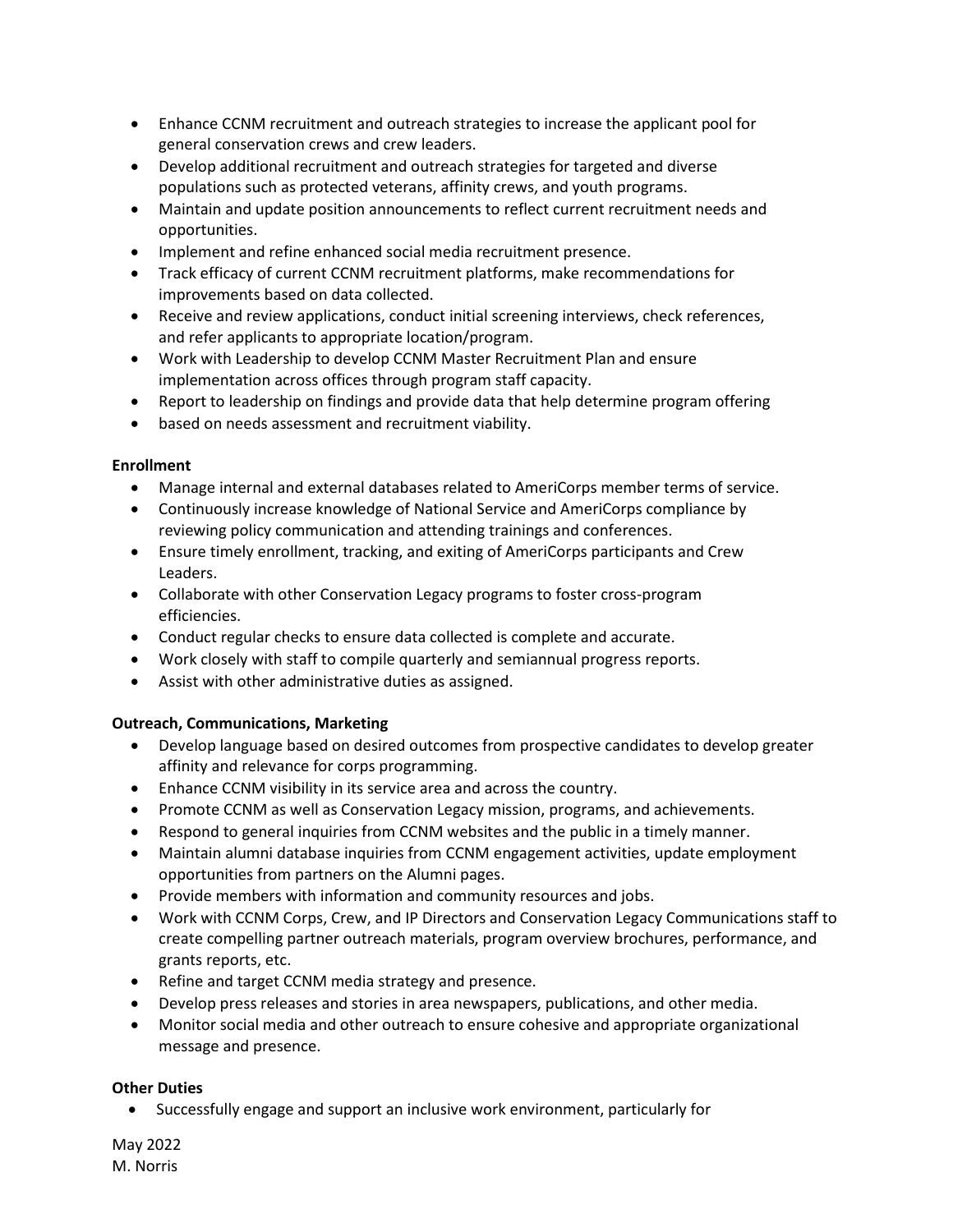- Enhance CCNM recruitment and outreach strategies to increase the applicant pool for general conservation crews and crew leaders.
- Develop additional recruitment and outreach strategies for targeted and diverse populations such as protected veterans, affinity crews, and youth programs.
- Maintain and update position announcements to reflect current recruitment needs and opportunities.
- Implement and refine enhanced social media recruitment presence.
- Track efficacy of current CCNM recruitment platforms, make recommendations for improvements based on data collected.
- Receive and review applications, conduct initial screening interviews, check references, and refer applicants to appropriate location/program.
- Work with Leadership to develop CCNM Master Recruitment Plan and ensure implementation across offices through program staff capacity.
- Report to leadership on findings and provide data that help determine program offering
- based on needs assessment and recruitment viability.

**Enrollment**

- Manage internal and external databases related to AmeriCorps member terms of service.
- Continuously increase knowledge of National Service and AmeriCorps compliance by reviewing policy communication and attending trainings and conferences.
- Ensure timely enrollment, tracking, and exiting of AmeriCorps participants and Crew Leaders.
- Collaborate with other Conservation Legacy programs to foster cross-program efficiencies.
- Conduct regular checks to ensure data collected is complete and accurate.
- Work closely with staff to compile quarterly and semiannual progress reports.
- Assist with other administrative duties as assigned.

**Outreach, Communications, Marketing**

- Develop language based on desired outcomes from prospective candidates to develop greater affinity and relevance for corps programming.
- Enhance CCNM visibility in its service area and across the country.
- Promote CCNM as well as Conservation Legacy mission, programs, and achievements.
- Respond to general inquiries from CCNM websites and the public in a timely manner.
- Maintain alumni database inquiries from CCNM engagement activities, update employment opportunities from partners on the Alumni pages.
- Provide members with information and community resources and jobs.
- Work with CCNM Corps, Crew, and IP Directors and Conservation Legacy Communications staff to create compelling partner outreach materials, program overview brochures, performance, and grants reports, etc.
- Refine and target CCNM media strategy and presence.
- Develop press releases and stories in area newspapers, publications, and other media.
- Monitor social media and other outreach to ensure cohesive and appropriate organizational message and presence.

**Other Duties**

- Successfully engage and support an inclusive work environment, particularly for

May 2022
M. Norris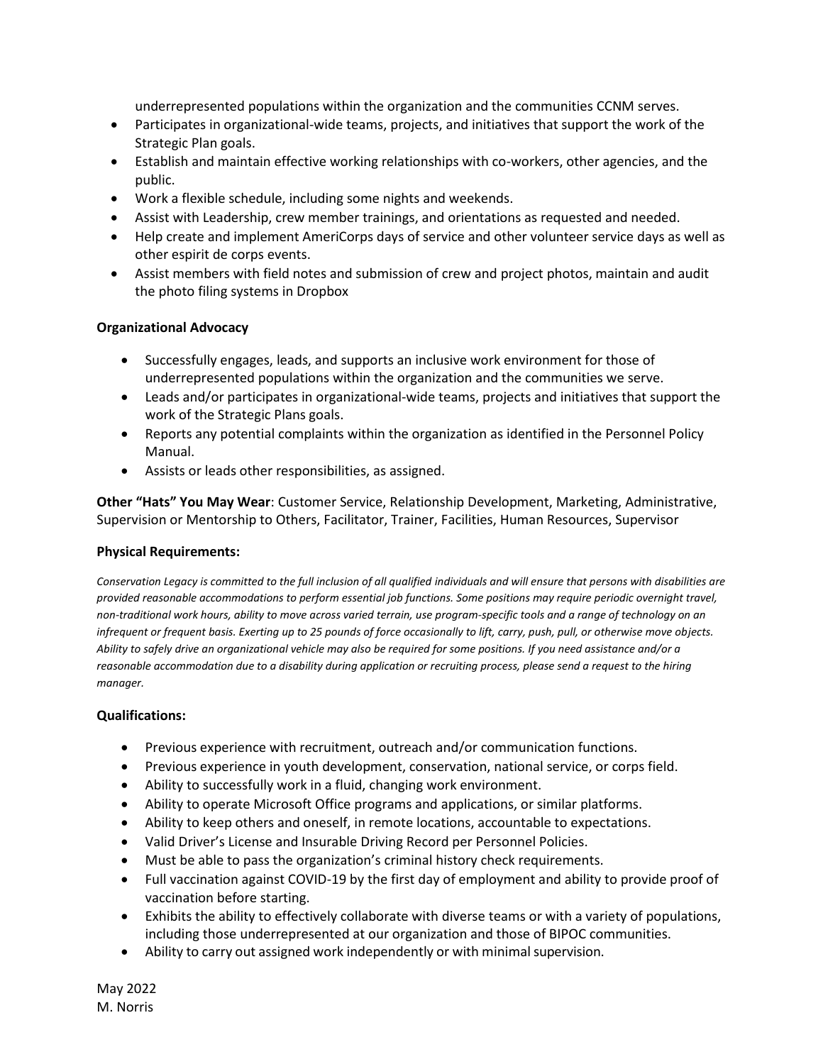underrepresented populations within the organization and the communities CCNM serves.

- Participates in organizational-wide teams, projects, and initiatives that support the work of the Strategic Plan goals.
- Establish and maintain effective working relationships with co-workers, other agencies, and the public.
- Work a flexible schedule, including some nights and weekends.
- Assist with Leadership, crew member trainings, and orientations as requested and needed.
- Help create and implement AmeriCorps days of service and other volunteer service days as well as other espirit de corps events.
- Assist members with field notes and submission of crew and project photos, maintain and audit the photo filing systems in Dropbox

**Organizational Advocacy**

- Successfully engages, leads, and supports an inclusive work environment for those of underrepresented populations within the organization and the communities we serve.
- Leads and/or participates in organizational-wide teams, projects and initiatives that support the work of the Strategic Plans goals.
- Reports any potential complaints within the organization as identified in the Personnel Policy Manual.
- Assists or leads other responsibilities, as assigned.

**Other "Hats" You May Wear**: Customer Service, Relationship Development, Marketing, Administrative, Supervision or Mentorship to Others, Facilitator, Trainer, Facilities, Human Resources, Supervisor

**Physical Requirements:**

*Conservation Legacy is committed to the full inclusion of all qualified individuals and will ensure that persons with disabilities are provided reasonable accommodations to perform essential job functions. Some positions may require periodic overnight travel, non-traditional work hours, ability to move across varied terrain, use program-specific tools and a range of technology on an infrequent or frequent basis. Exerting up to 25 pounds of force occasionally to lift, carry, push, pull, or otherwise move objects. Ability to safely drive an organizational vehicle may also be required for some positions. If you need assistance and/or a reasonable accommodation due to a disability during application or recruiting process, please send a request to the hiring manager.*

**Qualifications:**

- Previous experience with recruitment, outreach and/or communication functions.
- Previous experience in youth development, conservation, national service, or corps field.
- Ability to successfully work in a fluid, changing work environment.
- Ability to operate Microsoft Office programs and applications, or similar platforms.
- Ability to keep others and oneself, in remote locations, accountable to expectations.
- Valid Driver's License and Insurable Driving Record per Personnel Policies.
- Must be able to pass the organization's criminal history check requirements.
- Full vaccination against COVID-19 by the first day of employment and ability to provide proof of vaccination before starting.
- Exhibits the ability to effectively collaborate with diverse teams or with a variety of populations, including those underrepresented at our organization and those of BIPOC communities.
- Ability to carry out assigned work independently or with minimal supervision.

May 2022
M. Norris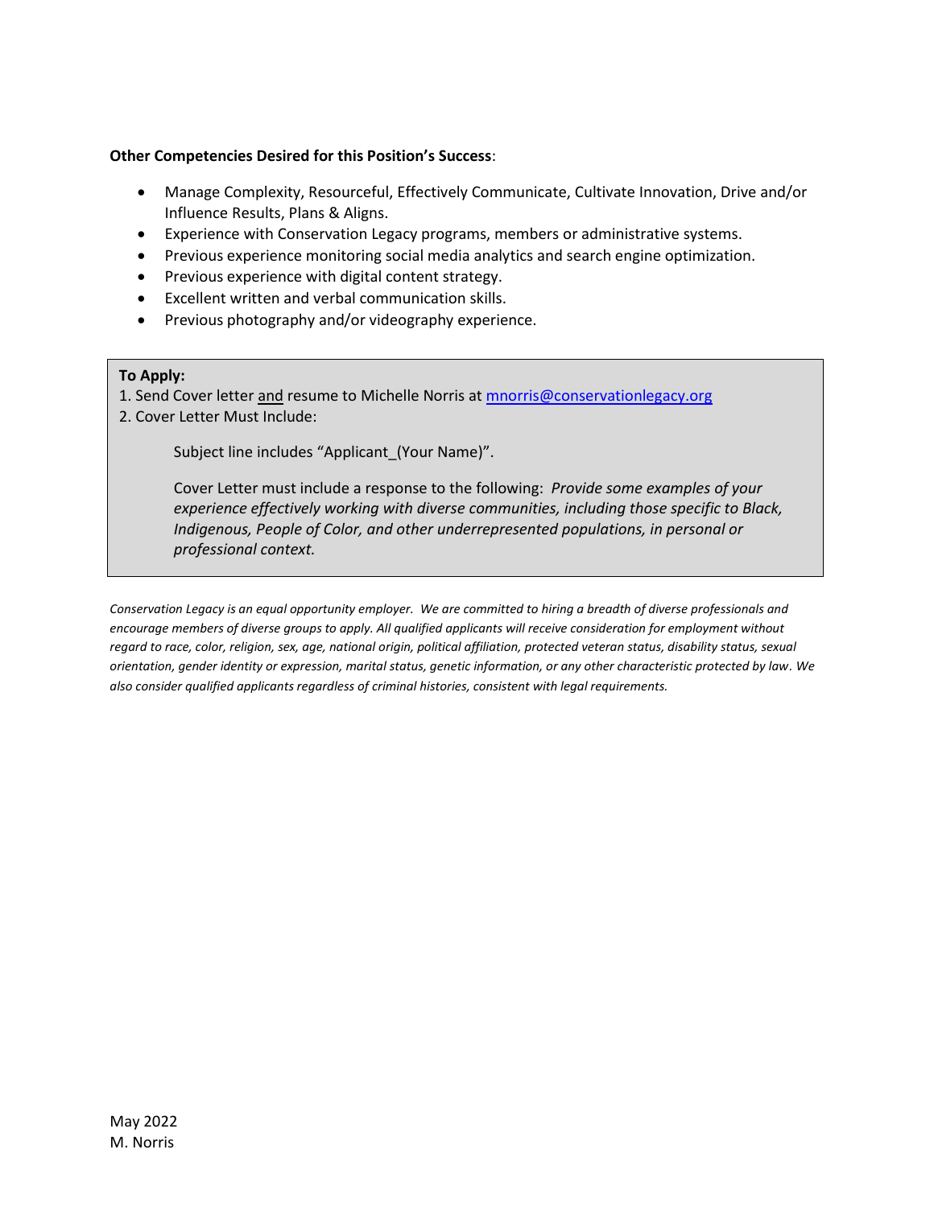**Other Competencies Desired for this Position's Success**:

- Manage Complexity, Resourceful, Effectively Communicate, Cultivate Innovation, Drive and/or Influence Results, Plans & Aligns.
- Experience with Conservation Legacy programs, members or administrative systems.
- Previous experience monitoring social media analytics and search engine optimization.
- Previous experience with digital content strategy.
- Excellent written and verbal communication skills.
- Previous photography and/or videography experience.

**To Apply:**

1. Send Cover letter and resume to Michelle Norris at mnorris@conservationlegacy.org
2. Cover Letter Must Include:

   Subject line includes "Applicant_(Your Name)".

   Cover Letter must include a response to the following: *Provide some examples of your experience effectively working with diverse communities, including those specific to Black, Indigenous, People of Color, and other underrepresented populations, in personal or professional context.*

*Conservation Legacy is an equal opportunity employer. We are committed to hiring a breadth of diverse professionals and encourage members of diverse groups to apply. All qualified applicants will receive consideration for employment without regard to race, color, religion, sex, age, national origin, political affiliation, protected veteran status, disability status, sexual orientation, gender identity or expression, marital status, genetic information, or any other characteristic protected by law. We also consider qualified applicants regardless of criminal histories, consistent with legal requirements.*

May 2022
M. Norris